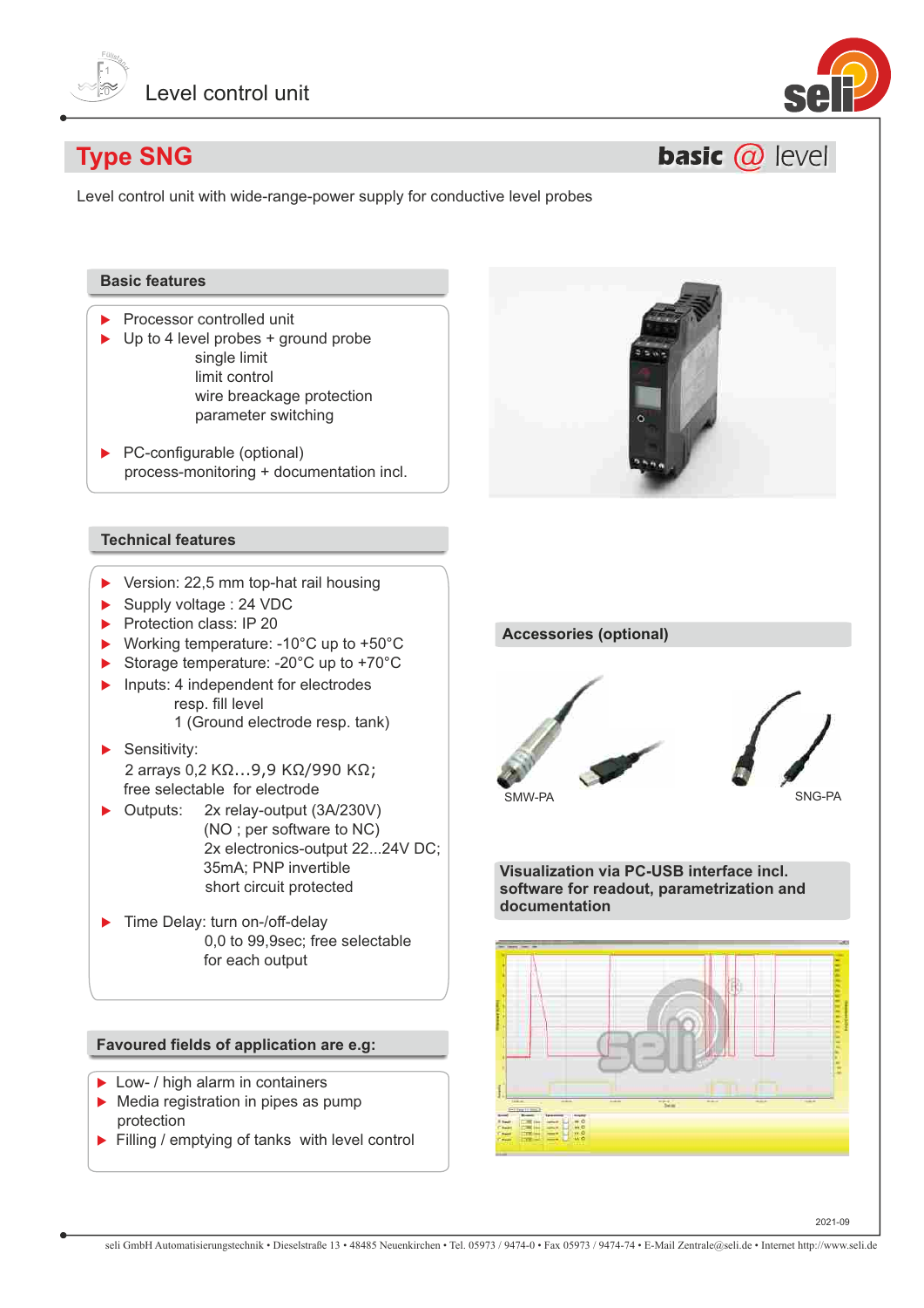Level control unit

# Type SNG

**basic @ level**

Level control unit with wide-range-power supply for conductive level probes

## Basic features

- Processor controlled unit
- Up to 4 level probes + ground probe
  - single limit
  - limit control
  - wire breackage protection
  - parameter switching
- PC-configurable (optional)
  process-monitoring + documentation incl.

## Technical features

- Version: 22,5 mm top-hat rail housing
- Supply voltage : 24 VDC
- Protection class: IP 20
- Working temperature: -10°C up to +50°C
- Storage temperature: -20°C up to +70°C
- Inputs: 4 independent for electrodes
  resp. fill level
  1 (Ground electrode resp. tank)
- Sensitivity:
  2 arrays 0,2 KΩ...9,9 KΩ/990 KΩ;
  free selectable for electrode
- Outputs: 2x relay-output (3A/230V)
  (NO ; per software to NC)
  2x electronics-output 22...24V DC;
  35mA; PNP invertible
  short circuit protected
- Time Delay: turn on-/off-delay
  0,0 to 99,9sec; free selectable
  for each output

## Favoured fields of application are e.g:

- Low- / high alarm in containers
- Media registration in pipes as pump protection
- Filling / emptying of tanks with level control

## Accessories (optional)

SMW-PA

SNG-PA

## Visualization via PC-USB interface incl. software for readout, parametrization and documentation

2021-09

seli GmbH Automatisierungstechnik • Dieselstraße 13 • 48485 Neuenkirchen • Tel. 05973 / 9474-0 • Fax 05973 / 9474-74 • E-Mail Zentrale@seli.de • Internet http://www.seli.de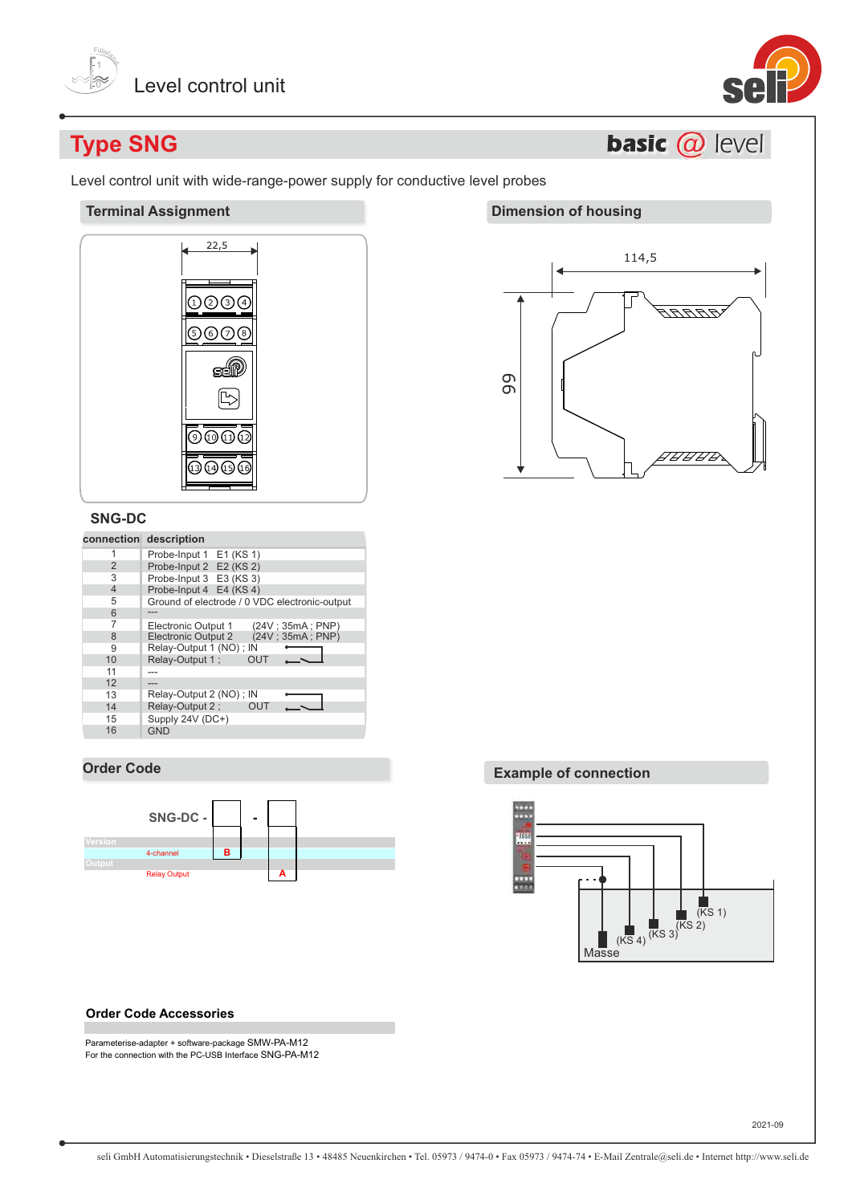# Type SNG

**basic @ level**

Level control unit with wide-range-power supply for conductive level probes

## Terminal Assignment

22,5

## Dimension of housing

114,5

99

### SNG-DC

| connection | description |
|---|---|
| 1 | Probe-Input 1 E1 (KS 1) |
| 2 | Probe-Input 2 E2 (KS 2) |
| 3 | Probe-Input 3 E3 (KS 3) |
| 4 | Probe-Input 4 E4 (KS 4) |
| 5 | Ground of electrode / 0 VDC electronic-output |
| 6 | --- |
| 7 | Electronic Output 1 (24V ; 35mA ; PNP) |
| 8 | Electronic Output 2 (24V ; 35mA ; PNP) |
| 9 | Relay-Output 1 (NO) ; IN |
| 10 | Relay-Output 1 ; OUT |
| 11 | --- |
| 12 | --- |
| 13 | Relay-Output 2 (NO) ; IN |
| 14 | Relay-Output 2 ; OUT |
| 15 | Supply 24V (DC+) |
| 16 | GND |

## Order Code

SNG-DC - [ ] - [ ]

| | | | |
|---|---|---|---|
| Version | 4-channel | B | |
| Output | Relay Output | | A |

## Example of connection

(KS 1)
(KS 2)
(KS 3)
(KS 4)
Masse

### Order Code Accessories

Parameterise-adapter + software-package SMW-PA-M12
For the connection with the PC-USB Interface SNG-PA-M12

2021-09